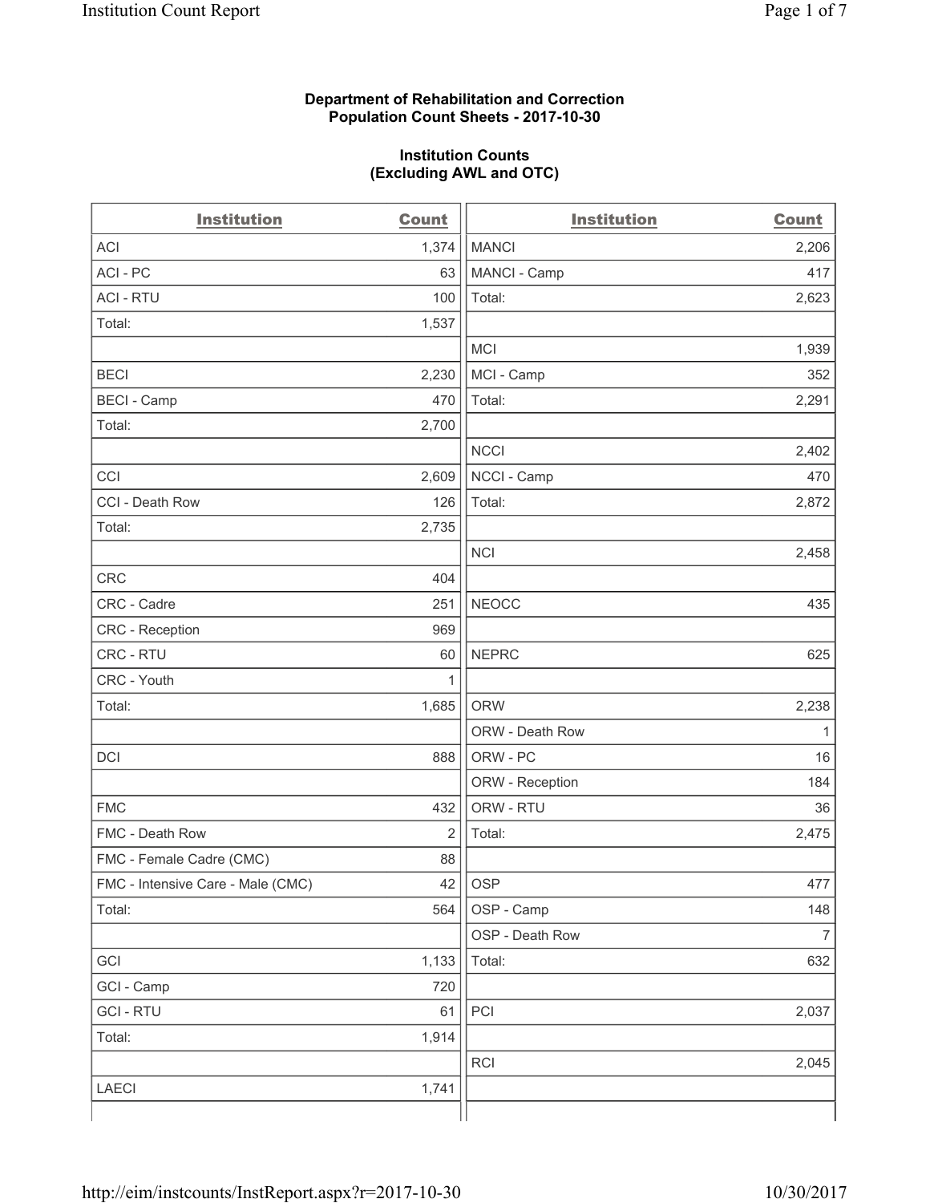**Department of Rehabilitation and Correction**
**Population Count Sheets - 2017-10-30**

**Institution Counts**
**(Excluding AWL and OTC)**

| Institution | Count |
|---|---|
| ACI | 1,374 |
| ACI - PC | 63 |
| ACI - RTU | 100 |
| Total: | 1,537 |
| | |
| BECI | 2,230 |
| BECI - Camp | 470 |
| Total: | 2,700 |
| | |
| CCI | 2,609 |
| CCI - Death Row | 126 |
| Total: | 2,735 |
| | |
| CRC | 404 |
| CRC - Cadre | 251 |
| CRC - Reception | 969 |
| CRC - RTU | 60 |
| CRC - Youth | 1 |
| Total: | 1,685 |
| | |
| DCI | 888 |
| | |
| FMC | 432 |
| FMC - Death Row | 2 |
| FMC - Female Cadre (CMC) | 88 |
| FMC - Intensive Care - Male (CMC) | 42 |
| Total: | 564 |
| | |
| GCI | 1,133 |
| GCI - Camp | 720 |
| GCI - RTU | 61 |
| Total: | 1,914 |
| | |
| LAECI | 1,741 |

| Institution | Count |
|---|---|
| MANCI | 2,206 |
| MANCI - Camp | 417 |
| Total: | 2,623 |
| | |
| MCI | 1,939 |
| MCI - Camp | 352 |
| Total: | 2,291 |
| | |
| NCCI | 2,402 |
| NCCI - Camp | 470 |
| Total: | 2,872 |
| | |
| NCI | 2,458 |
| | |
| NEOCC | 435 |
| | |
| NEPRC | 625 |
| | |
| ORW | 2,238 |
| ORW - Death Row | 1 |
| ORW - PC | 16 |
| ORW - Reception | 184 |
| ORW - RTU | 36 |
| Total: | 2,475 |
| | |
| OSP | 477 |
| OSP - Camp | 148 |
| OSP - Death Row | 7 |
| Total: | 632 |
| | |
| PCI | 2,037 |
| | |
| RCI | 2,045 |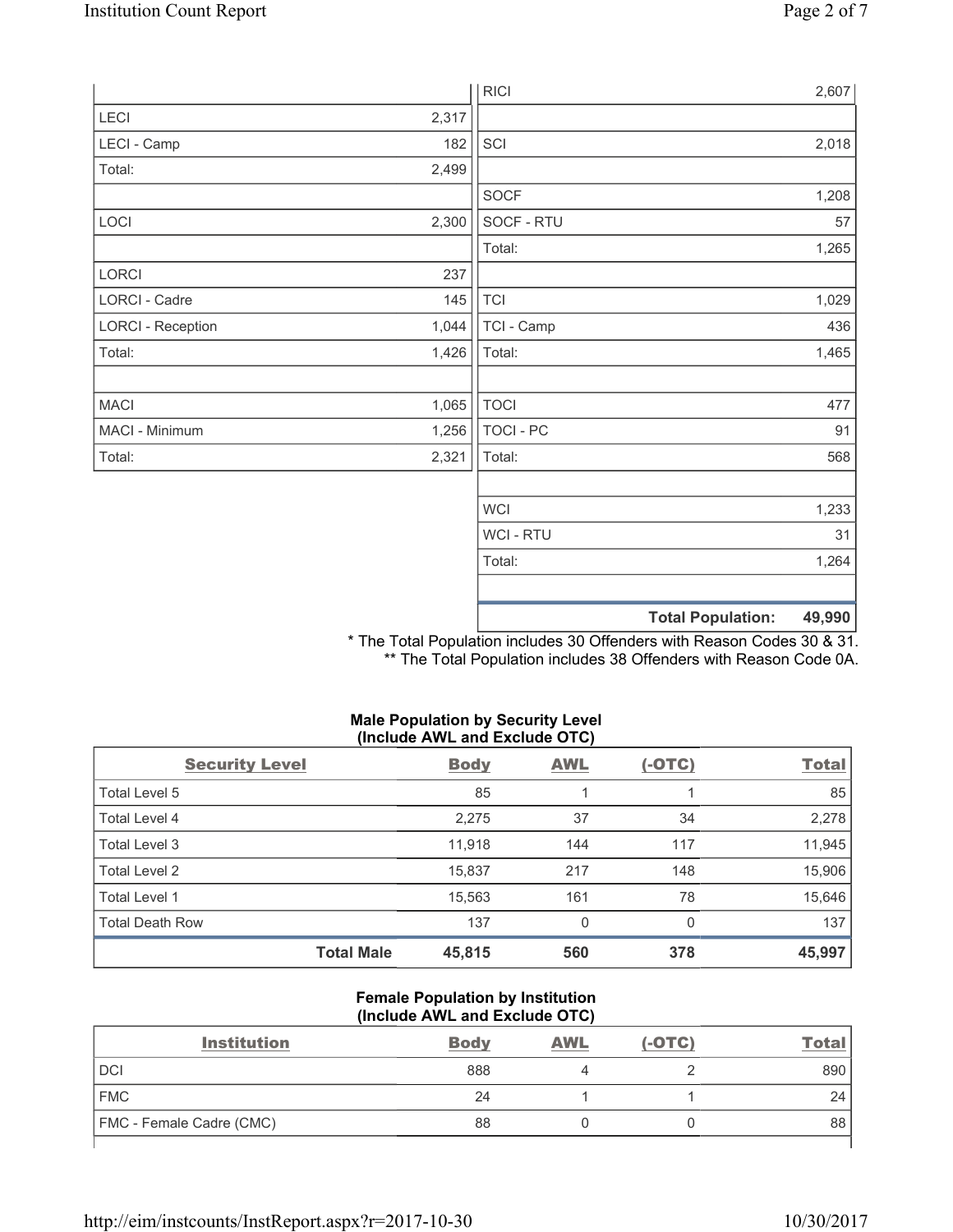| | |
|---|---|
| LECI | 2,317 |
| LECI - Camp | 182 |
| Total: | 2,499 |
| | |
| LOCI | 2,300 |
| | |
| LORCI | 237 |
| LORCI - Cadre | 145 |
| LORCI - Reception | 1,044 |
| Total: | 1,426 |
| | |
| MACI | 1,065 |
| MACI - Minimum | 1,256 |
| Total: | 2,321 |

| | |
|---|---|
| RICI | 2,607 |
| | |
| SCI | 2,018 |
| | |
| SOCF | 1,208 |
| SOCF - RTU | 57 |
| Total: | 1,265 |
| | |
| TCI | 1,029 |
| TCI - Camp | 436 |
| Total: | 1,465 |
| | |
| TOCI | 477 |
| TOCI - PC | 91 |
| Total: | 568 |
| | |
| WCI | 1,233 |
| WCI - RTU | 31 |
| Total: | 1,264 |
| | |
| **Total Population:** | **49,990** |

* The Total Population includes 30 Offenders with Reason Codes 30 & 31.
** The Total Population includes 38 Offenders with Reason Code 0A.

**Male Population by Security Level (Include AWL and Exclude OTC)**

| Security Level | Body | AWL | (-OTC) | Total |
|---|---|---|---|---|
| Total Level 5 | 85 | 1 | 1 | 85 |
| Total Level 4 | 2,275 | 37 | 34 | 2,278 |
| Total Level 3 | 11,918 | 144 | 117 | 11,945 |
| Total Level 2 | 15,837 | 217 | 148 | 15,906 |
| Total Level 1 | 15,563 | 161 | 78 | 15,646 |
| Total Death Row | 137 | 0 | 0 | 137 |
| **Total Male** | **45,815** | **560** | **378** | **45,997** |

**Female Population by Institution (Include AWL and Exclude OTC)**

| Institution | Body | AWL | (-OTC) | Total |
|---|---|---|---|---|
| DCI | 888 | 4 | 2 | 890 |
| FMC | 24 | 1 | 1 | 24 |
| FMC - Female Cadre (CMC) | 88 | 0 | 0 | 88 |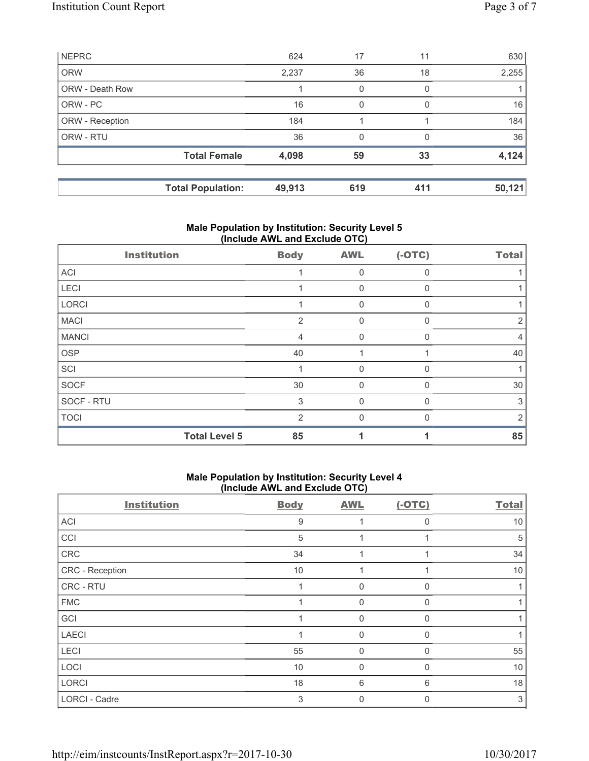| NEPRC | 624 | 17 | 11 | 630 |
|---|---|---|---|---|
| ORW | 2,237 | 36 | 18 | 2,255 |
| ORW - Death Row | 1 | 0 | 0 | 1 |
| ORW - PC | 16 | 0 | 0 | 16 |
| ORW - Reception | 184 | 1 | 1 | 184 |
| ORW - RTU | 36 | 0 | 0 | 36 |
| **Total Female** | **4,098** | **59** | **33** | **4,124** |
| | | | | |
| **Total Population:** | **49,913** | **619** | **411** | **50,121** |

## Male Population by Institution: Security Level 5 (Include AWL and Exclude OTC)

| Institution | Body | AWL | (-OTC) | Total |
|---|---|---|---|---|
| ACI | 1 | 0 | 0 | 1 |
| LECI | 1 | 0 | 0 | 1 |
| LORCI | 1 | 0 | 0 | 1 |
| MACI | 2 | 0 | 0 | 2 |
| MANCI | 4 | 0 | 0 | 4 |
| OSP | 40 | 1 | 1 | 40 |
| SCI | 1 | 0 | 0 | 1 |
| SOCF | 30 | 0 | 0 | 30 |
| SOCF - RTU | 3 | 0 | 0 | 3 |
| TOCI | 2 | 0 | 0 | 2 |
| **Total Level 5** | **85** | **1** | **1** | **85** |

## Male Population by Institution: Security Level 4 (Include AWL and Exclude OTC)

| Institution | Body | AWL | (-OTC) | Total |
|---|---|---|---|---|
| ACI | 9 | 1 | 0 | 10 |
| CCI | 5 | 1 | 1 | 5 |
| CRC | 34 | 1 | 1 | 34 |
| CRC - Reception | 10 | 1 | 1 | 10 |
| CRC - RTU | 1 | 0 | 0 | 1 |
| FMC | 1 | 0 | 0 | 1 |
| GCI | 1 | 0 | 0 | 1 |
| LAECI | 1 | 0 | 0 | 1 |
| LECI | 55 | 0 | 0 | 55 |
| LOCI | 10 | 0 | 0 | 10 |
| LORCI | 18 | 6 | 6 | 18 |
| LORCI - Cadre | 3 | 0 | 0 | 3 |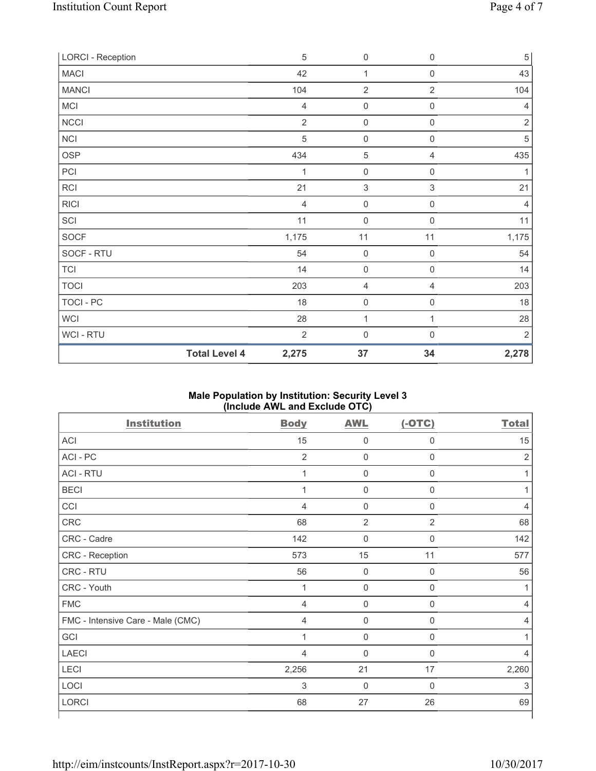| | Body | AWL | (-OTC) | Total |
|---|---|---|---|---|
| LORCI - Reception | 5 | 0 | 0 | 5 |
| MACI | 42 | 1 | 0 | 43 |
| MANCI | 104 | 2 | 2 | 104 |
| MCI | 4 | 0 | 0 | 4 |
| NCCI | 2 | 0 | 0 | 2 |
| NCI | 5 | 0 | 0 | 5 |
| OSP | 434 | 5 | 4 | 435 |
| PCI | 1 | 0 | 0 | 1 |
| RCI | 21 | 3 | 3 | 21 |
| RICI | 4 | 0 | 0 | 4 |
| SCI | 11 | 0 | 0 | 11 |
| SOCF | 1,175 | 11 | 11 | 1,175 |
| SOCF - RTU | 54 | 0 | 0 | 54 |
| TCI | 14 | 0 | 0 | 14 |
| TOCI | 203 | 4 | 4 | 203 |
| TOCI - PC | 18 | 0 | 0 | 18 |
| WCI | 28 | 1 | 1 | 28 |
| WCI - RTU | 2 | 0 | 0 | 2 |
| **Total Level 4** | **2,275** | **37** | **34** | **2,278** |

### Male Population by Institution: Security Level 3 (Include AWL and Exclude OTC)

| Institution | Body | AWL | (-OTC) | Total |
|---|---|---|---|---|
| ACI | 15 | 0 | 0 | 15 |
| ACI - PC | 2 | 0 | 0 | 2 |
| ACI - RTU | 1 | 0 | 0 | 1 |
| BECI | 1 | 0 | 0 | 1 |
| CCI | 4 | 0 | 0 | 4 |
| CRC | 68 | 2 | 2 | 68 |
| CRC - Cadre | 142 | 0 | 0 | 142 |
| CRC - Reception | 573 | 15 | 11 | 577 |
| CRC - RTU | 56 | 0 | 0 | 56 |
| CRC - Youth | 1 | 0 | 0 | 1 |
| FMC | 4 | 0 | 0 | 4 |
| FMC - Intensive Care - Male (CMC) | 4 | 0 | 0 | 4 |
| GCI | 1 | 0 | 0 | 1 |
| LAECI | 4 | 0 | 0 | 4 |
| LECI | 2,256 | 21 | 17 | 2,260 |
| LOCI | 3 | 0 | 0 | 3 |
| LORCI | 68 | 27 | 26 | 69 |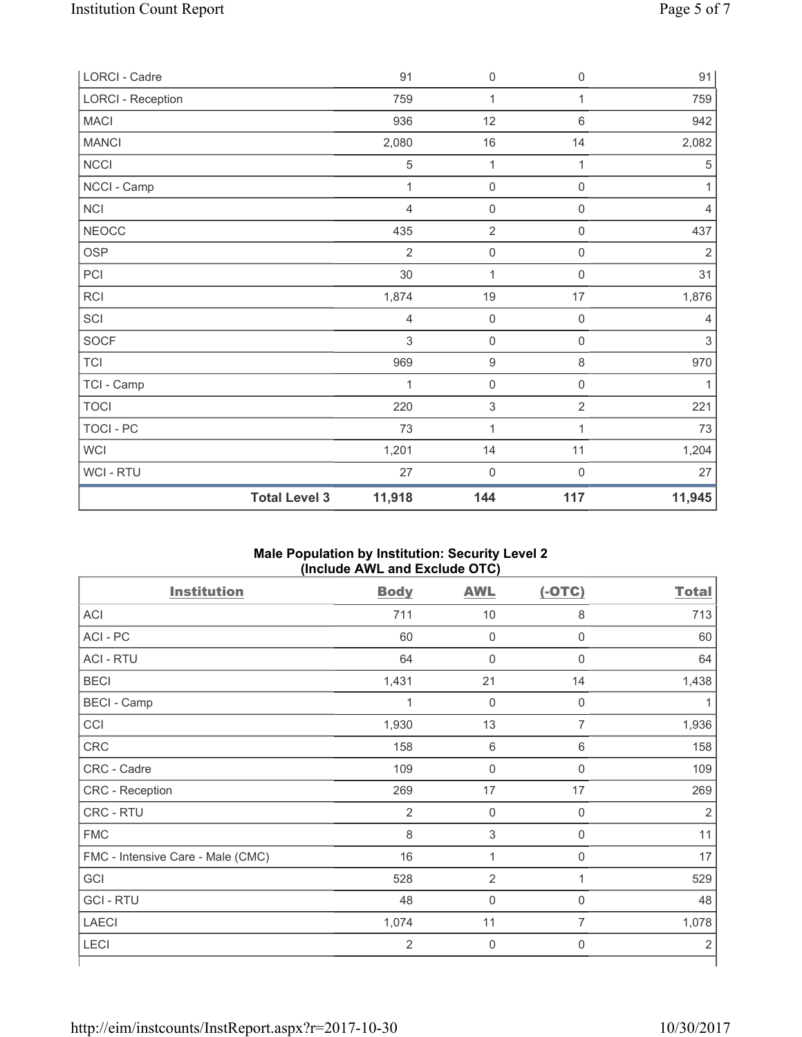| LORCI - Cadre | 91 | 0 | 0 | 91 |
|---|---|---|---|---|
| LORCI - Reception | 759 | 1 | 1 | 759 |
| MACI | 936 | 12 | 6 | 942 |
| MANCI | 2,080 | 16 | 14 | 2,082 |
| NCCI | 5 | 1 | 1 | 5 |
| NCCI - Camp | 1 | 0 | 0 | 1 |
| NCI | 4 | 0 | 0 | 4 |
| NEOCC | 435 | 2 | 0 | 437 |
| OSP | 2 | 0 | 0 | 2 |
| PCI | 30 | 1 | 0 | 31 |
| RCI | 1,874 | 19 | 17 | 1,876 |
| SCI | 4 | 0 | 0 | 4 |
| SOCF | 3 | 0 | 0 | 3 |
| TCI | 969 | 9 | 8 | 970 |
| TCI - Camp | 1 | 0 | 0 | 1 |
| TOCI | 220 | 3 | 2 | 221 |
| TOCI - PC | 73 | 1 | 1 | 73 |
| WCI | 1,201 | 14 | 11 | 1,204 |
| WCI - RTU | 27 | 0 | 0 | 27 |
| **Total Level 3** | **11,918** | **144** | **117** | **11,945** |

## Male Population by Institution: Security Level 2 (Include AWL and Exclude OTC)

| Institution | Body | AWL | (-OTC) | Total |
|---|---|---|---|---|
| ACI | 711 | 10 | 8 | 713 |
| ACI - PC | 60 | 0 | 0 | 60 |
| ACI - RTU | 64 | 0 | 0 | 64 |
| BECI | 1,431 | 21 | 14 | 1,438 |
| BECI - Camp | 1 | 0 | 0 | 1 |
| CCI | 1,930 | 13 | 7 | 1,936 |
| CRC | 158 | 6 | 6 | 158 |
| CRC - Cadre | 109 | 0 | 0 | 109 |
| CRC - Reception | 269 | 17 | 17 | 269 |
| CRC - RTU | 2 | 0 | 0 | 2 |
| FMC | 8 | 3 | 0 | 11 |
| FMC - Intensive Care - Male (CMC) | 16 | 1 | 0 | 17 |
| GCI | 528 | 2 | 1 | 529 |
| GCI - RTU | 48 | 0 | 0 | 48 |
| LAECI | 1,074 | 11 | 7 | 1,078 |
| LECI | 2 | 0 | 0 | 2 |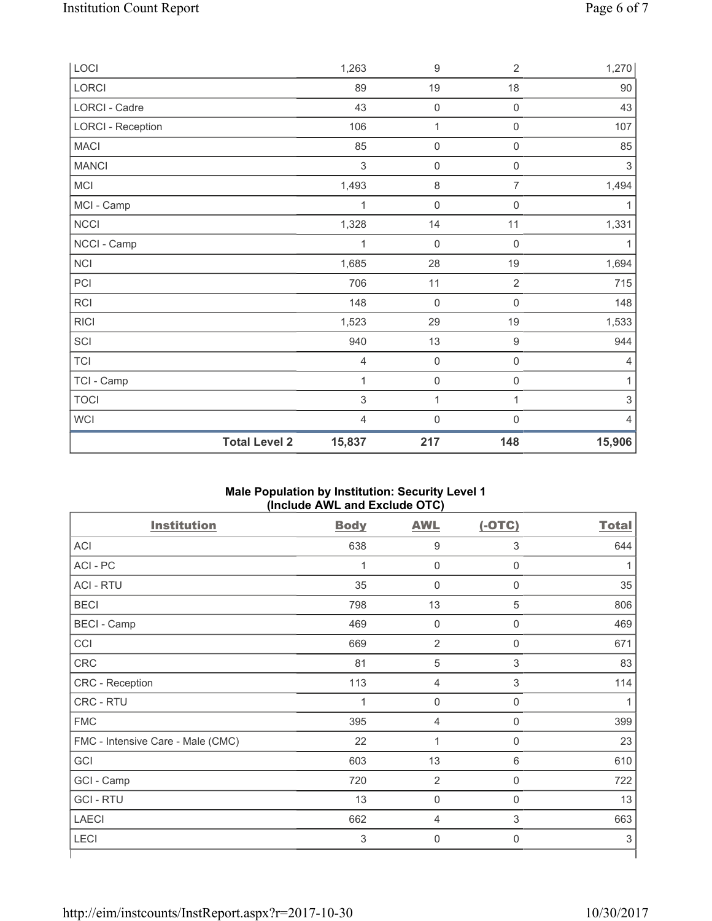| LOCI | 1,263 | 9 | 2 | 1,270 |
|---|---|---|---|---|
| LORCI | 89 | 19 | 18 | 90 |
| LORCI - Cadre | 43 | 0 | 0 | 43 |
| LORCI - Reception | 106 | 1 | 0 | 107 |
| MACI | 85 | 0 | 0 | 85 |
| MANCI | 3 | 0 | 0 | 3 |
| MCI | 1,493 | 8 | 7 | 1,494 |
| MCI - Camp | 1 | 0 | 0 | 1 |
| NCCI | 1,328 | 14 | 11 | 1,331 |
| NCCI - Camp | 1 | 0 | 0 | 1 |
| NCI | 1,685 | 28 | 19 | 1,694 |
| PCI | 706 | 11 | 2 | 715 |
| RCI | 148 | 0 | 0 | 148 |
| RICI | 1,523 | 29 | 19 | 1,533 |
| SCI | 940 | 13 | 9 | 944 |
| TCI | 4 | 0 | 0 | 4 |
| TCI - Camp | 1 | 0 | 0 | 1 |
| TOCI | 3 | 1 | 1 | 3 |
| WCI | 4 | 0 | 0 | 4 |
| **Total Level 2** | **15,837** | **217** | **148** | **15,906** |

**Male Population by Institution: Security Level 1 (Include AWL and Exclude OTC)**

| Institution | Body | AWL | (-OTC) | Total |
|---|---|---|---|---|
| ACI | 638 | 9 | 3 | 644 |
| ACI - PC | 1 | 0 | 0 | 1 |
| ACI - RTU | 35 | 0 | 0 | 35 |
| BECI | 798 | 13 | 5 | 806 |
| BECI - Camp | 469 | 0 | 0 | 469 |
| CCI | 669 | 2 | 0 | 671 |
| CRC | 81 | 5 | 3 | 83 |
| CRC - Reception | 113 | 4 | 3 | 114 |
| CRC - RTU | 1 | 0 | 0 | 1 |
| FMC | 395 | 4 | 0 | 399 |
| FMC - Intensive Care - Male (CMC) | 22 | 1 | 0 | 23 |
| GCI | 603 | 13 | 6 | 610 |
| GCI - Camp | 720 | 2 | 0 | 722 |
| GCI - RTU | 13 | 0 | 0 | 13 |
| LAECI | 662 | 4 | 3 | 663 |
| LECI | 3 | 0 | 0 | 3 |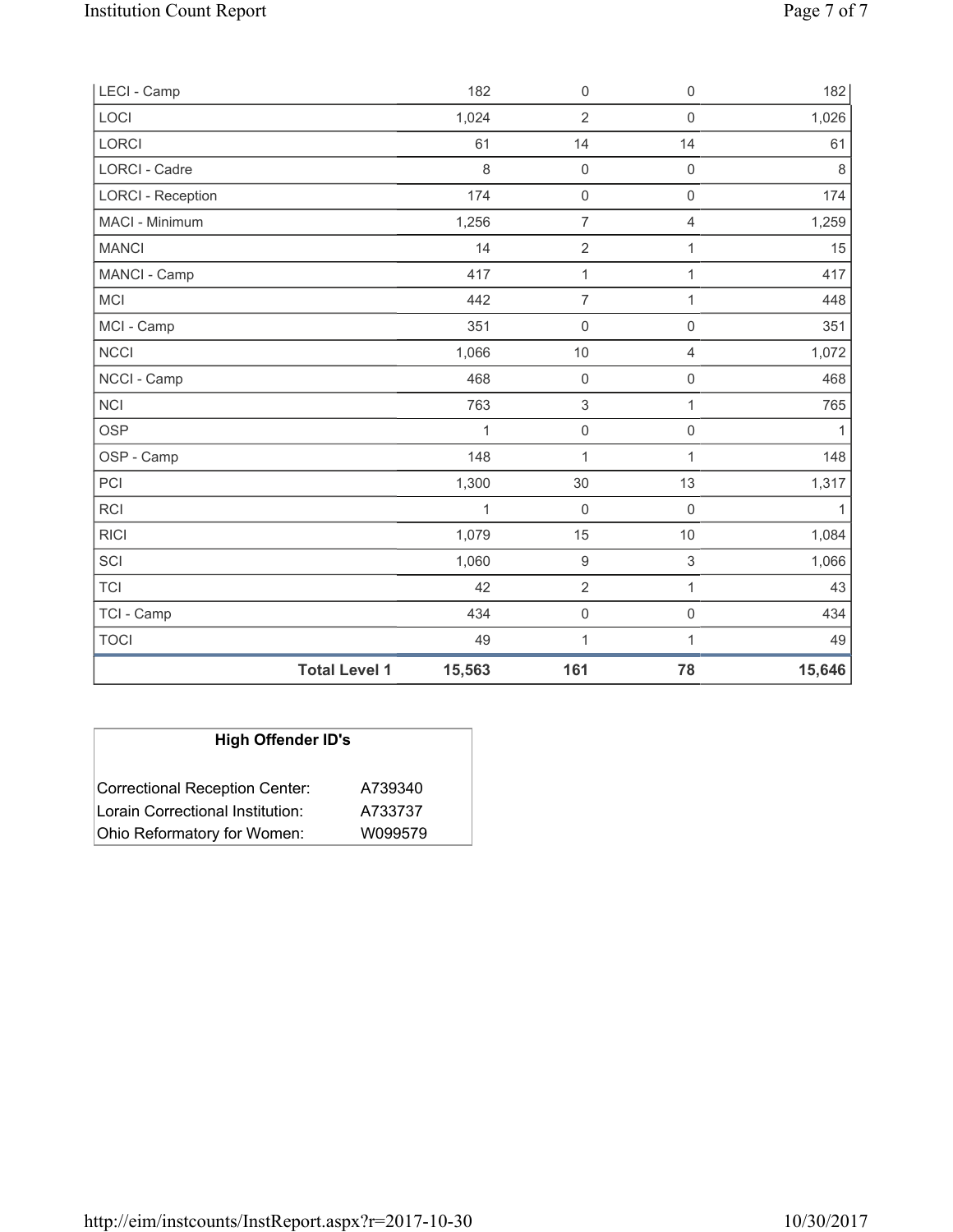| | | | | |
|---|---|---|---|---|
| LECI - Camp | 182 | 0 | 0 | 182 |
| LOCI | 1,024 | 2 | 0 | 1,026 |
| LORCI | 61 | 14 | 14 | 61 |
| LORCI - Cadre | 8 | 0 | 0 | 8 |
| LORCI - Reception | 174 | 0 | 0 | 174 |
| MACI - Minimum | 1,256 | 7 | 4 | 1,259 |
| MANCI | 14 | 2 | 1 | 15 |
| MANCI - Camp | 417 | 1 | 1 | 417 |
| MCI | 442 | 7 | 1 | 448 |
| MCI - Camp | 351 | 0 | 0 | 351 |
| NCCI | 1,066 | 10 | 4 | 1,072 |
| NCCI - Camp | 468 | 0 | 0 | 468 |
| NCI | 763 | 3 | 1 | 765 |
| OSP | 1 | 0 | 0 | 1 |
| OSP - Camp | 148 | 1 | 1 | 148 |
| PCI | 1,300 | 30 | 13 | 1,317 |
| RCI | 1 | 0 | 0 | 1 |
| RICI | 1,079 | 15 | 10 | 1,084 |
| SCI | 1,060 | 9 | 3 | 1,066 |
| TCI | 42 | 2 | 1 | 43 |
| TCI - Camp | 434 | 0 | 0 | 434 |
| TOCI | 49 | 1 | 1 | 49 |
| **Total Level 1** | **15,563** | **161** | **78** | **15,646** |

| **High Offender ID's** | |
|---|---|
| Correctional Reception Center: | A739340 |
| Lorain Correctional Institution: | A733737 |
| Ohio Reformatory for Women: | W099579 |